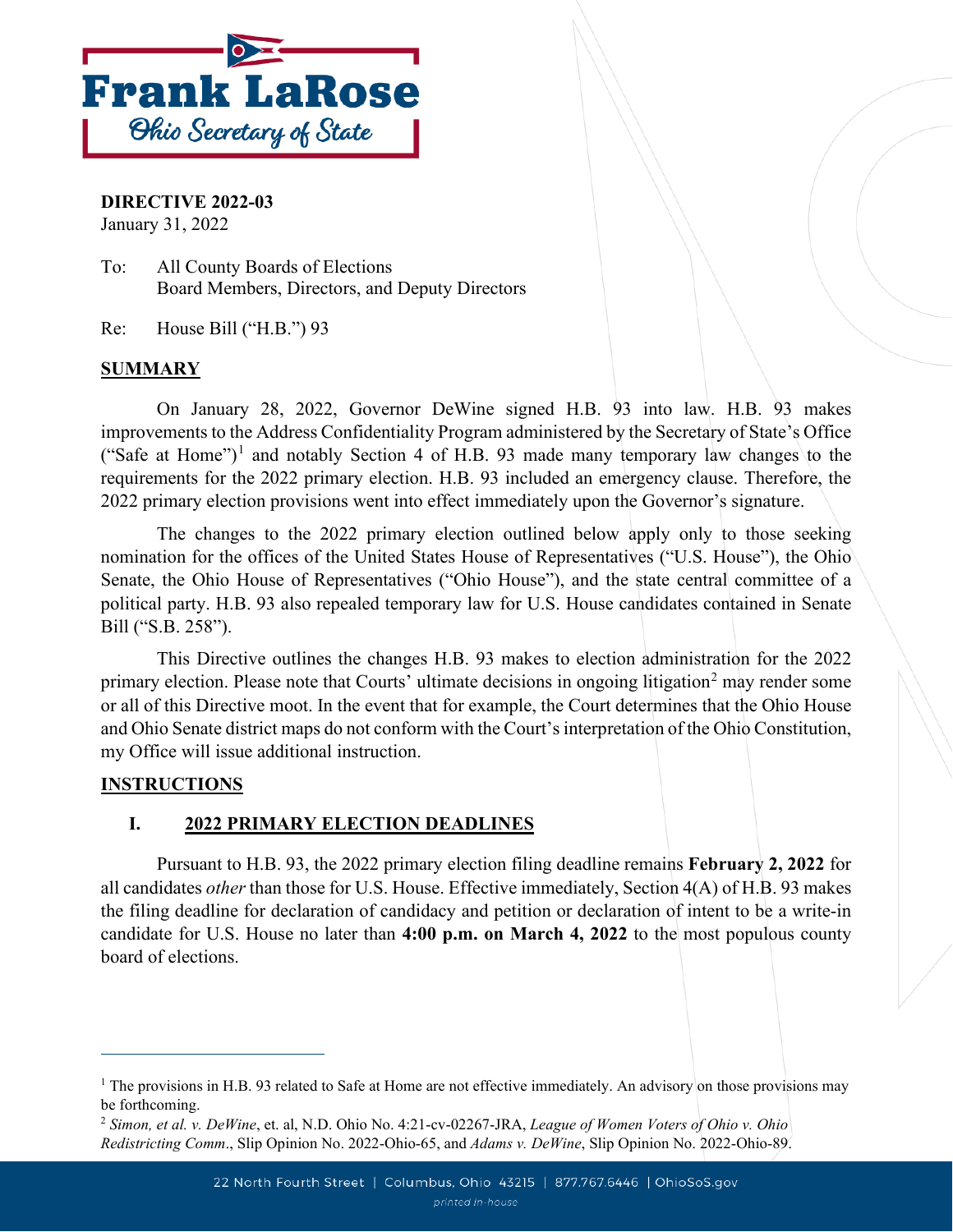**Frank LaRose**
*Ohio Secretary of State*

**DIRECTIVE 2022-03**
January 31, 2022

To: All County Boards of Elections
Board Members, Directors, and Deputy Directors

Re: House Bill ("H.B.") 93

## SUMMARY

On January 28, 2022, Governor DeWine signed H.B. 93 into law. H.B. 93 makes improvements to the Address Confidentiality Program administered by the Secretary of State's Office ("Safe at Home")[1] and notably Section 4 of H.B. 93 made many temporary law changes to the requirements for the 2022 primary election. H.B. 93 included an emergency clause. Therefore, the 2022 primary election provisions went into effect immediately upon the Governor's signature.

The changes to the 2022 primary election outlined below apply only to those seeking nomination for the offices of the United States House of Representatives ("U.S. House"), the Ohio Senate, the Ohio House of Representatives ("Ohio House"), and the state central committee of a political party. H.B. 93 also repealed temporary law for U.S. House candidates contained in Senate Bill ("S.B. 258").

This Directive outlines the changes H.B. 93 makes to election administration for the 2022 primary election. Please note that Courts' ultimate decisions in ongoing litigation[2] may render some or all of this Directive moot. In the event that for example, the Court determines that the Ohio House and Ohio Senate district maps do not conform with the Court's interpretation of the Ohio Constitution, my Office will issue additional instruction.

## INSTRUCTIONS

### I. 2022 PRIMARY ELECTION DEADLINES

Pursuant to H.B. 93, the 2022 primary election filing deadline remains **February 2, 2022** for all candidates *other* than those for U.S. House. Effective immediately, Section 4(A) of H.B. 93 makes the filing deadline for declaration of candidacy and petition or declaration of intent to be a write-in candidate for U.S. House no later than **4:00 p.m. on March 4, 2022** to the most populous county board of elections.

---

[1] The provisions in H.B. 93 related to Safe at Home are not effective immediately. An advisory on those provisions may be forthcoming.

[2] *Simon, et al. v. DeWine*, et. al, N.D. Ohio No. 4:21-cv-02267-JRA, *League of Women Voters of Ohio v. Ohio Redistricting Comm*., Slip Opinion No. 2022-Ohio-65, and *Adams v. DeWine*, Slip Opinion No. 2022-Ohio-89.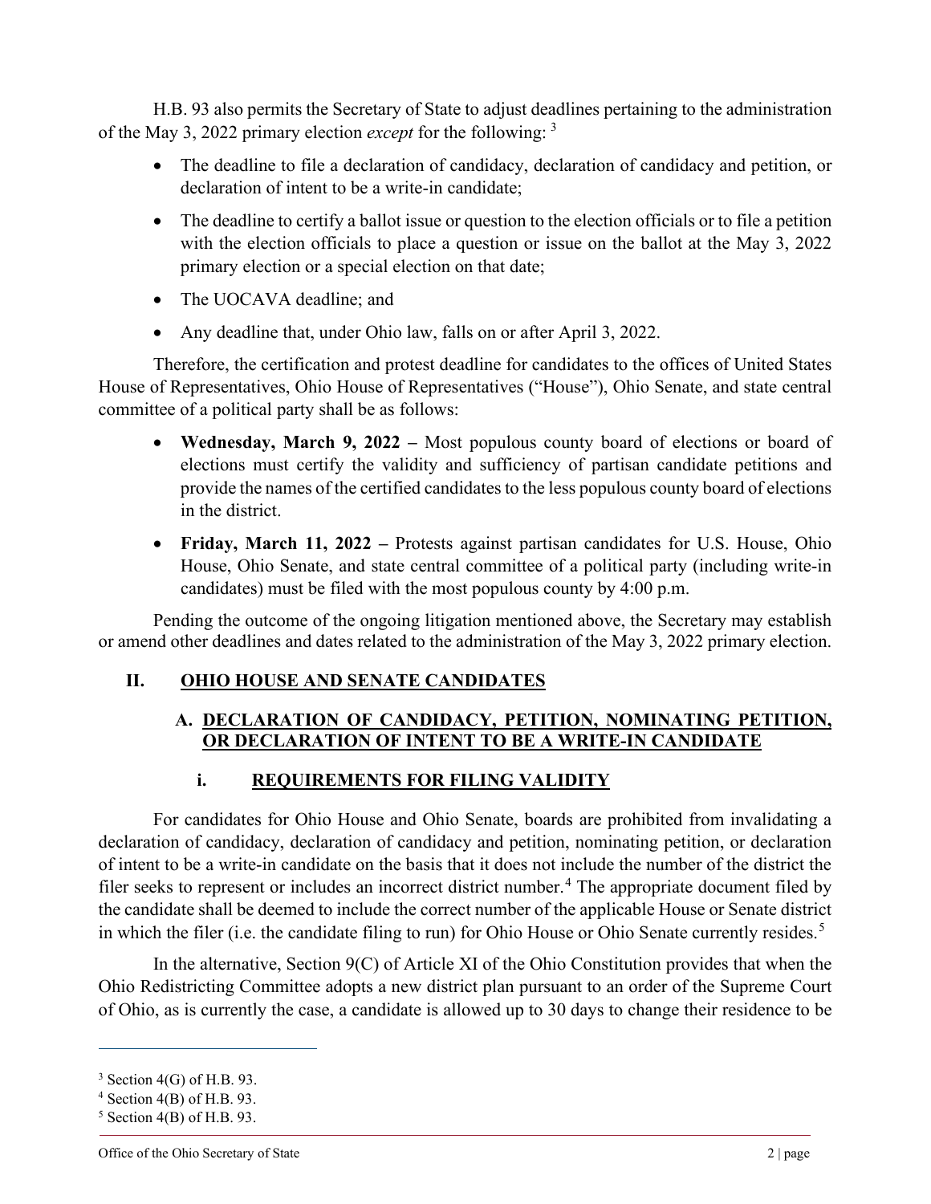H.B. 93 also permits the Secretary of State to adjust deadlines pertaining to the administration of the May 3, 2022 primary election *except* for the following: [3]

- The deadline to file a declaration of candidacy, declaration of candidacy and petition, or declaration of intent to be a write-in candidate;
- The deadline to certify a ballot issue or question to the election officials or to file a petition with the election officials to place a question or issue on the ballot at the May 3, 2022 primary election or a special election on that date;
- The UOCAVA deadline; and
- Any deadline that, under Ohio law, falls on or after April 3, 2022.

Therefore, the certification and protest deadline for candidates to the offices of United States House of Representatives, Ohio House of Representatives ("House"), Ohio Senate, and state central committee of a political party shall be as follows:

- **Wednesday, March 9, 2022 –** Most populous county board of elections or board of elections must certify the validity and sufficiency of partisan candidate petitions and provide the names of the certified candidates to the less populous county board of elections in the district.
- **Friday, March 11, 2022 –** Protests against partisan candidates for U.S. House, Ohio House, Ohio Senate, and state central committee of a political party (including write-in candidates) must be filed with the most populous county by 4:00 p.m.

Pending the outcome of the ongoing litigation mentioned above, the Secretary may establish or amend other deadlines and dates related to the administration of the May 3, 2022 primary election.

## II. OHIO HOUSE AND SENATE CANDIDATES

### A. DECLARATION OF CANDIDACY, PETITION, NOMINATING PETITION, OR DECLARATION OF INTENT TO BE A WRITE-IN CANDIDATE

#### i. REQUIREMENTS FOR FILING VALIDITY

For candidates for Ohio House and Ohio Senate, boards are prohibited from invalidating a declaration of candidacy, declaration of candidacy and petition, nominating petition, or declaration of intent to be a write-in candidate on the basis that it does not include the number of the district the filer seeks to represent or includes an incorrect district number.[4] The appropriate document filed by the candidate shall be deemed to include the correct number of the applicable House or Senate district in which the filer (i.e. the candidate filing to run) for Ohio House or Ohio Senate currently resides.[5]

In the alternative, Section 9(C) of Article XI of the Ohio Constitution provides that when the Ohio Redistricting Committee adopts a new district plan pursuant to an order of the Supreme Court of Ohio, as is currently the case, a candidate is allowed up to 30 days to change their residence to be

---

[3] Section 4(G) of H.B. 93.

[4] Section 4(B) of H.B. 93.

[5] Section 4(B) of H.B. 93.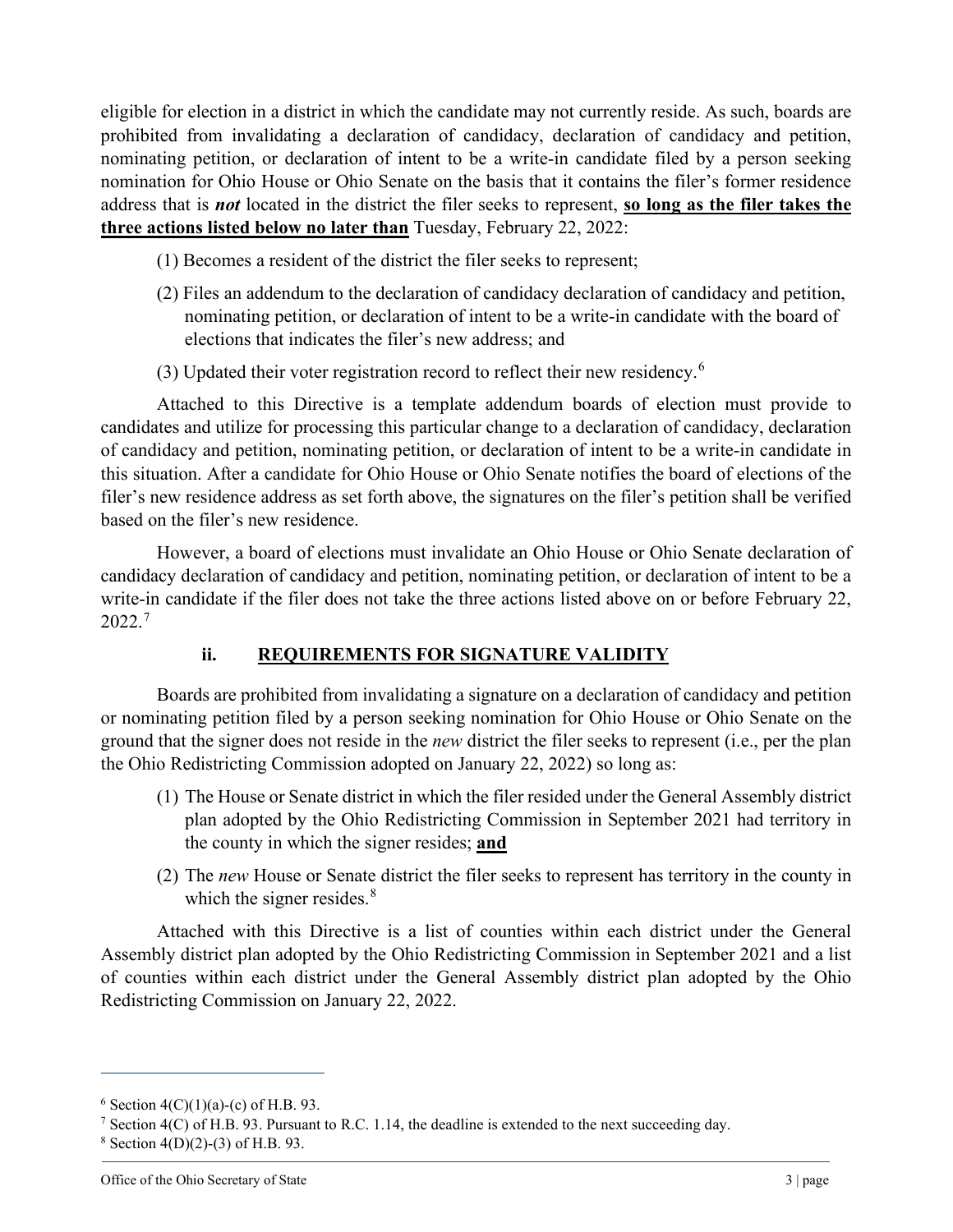eligible for election in a district in which the candidate may not currently reside. As such, boards are prohibited from invalidating a declaration of candidacy, declaration of candidacy and petition, nominating petition, or declaration of intent to be a write-in candidate filed by a person seeking nomination for Ohio House or Ohio Senate on the basis that it contains the filer's former residence address that is ***not*** located in the district the filer seeks to represent, **<u>so long as the filer takes the three actions listed below no later than</u>** Tuesday, February 22, 2022:

(1) Becomes a resident of the district the filer seeks to represent;

(2) Files an addendum to the declaration of candidacy declaration of candidacy and petition, nominating petition, or declaration of intent to be a write-in candidate with the board of elections that indicates the filer's new address; and

(3) Updated their voter registration record to reflect their new residency.[6]

Attached to this Directive is a template addendum boards of election must provide to candidates and utilize for processing this particular change to a declaration of candidacy, declaration of candidacy and petition, nominating petition, or declaration of intent to be a write-in candidate in this situation. After a candidate for Ohio House or Ohio Senate notifies the board of elections of the filer's new residence address as set forth above, the signatures on the filer's petition shall be verified based on the filer's new residence.

However, a board of elections must invalidate an Ohio House or Ohio Senate declaration of candidacy declaration of candidacy and petition, nominating petition, or declaration of intent to be a write-in candidate if the filer does not take the three actions listed above on or before February 22, 2022.[7]

### ii. <u>REQUIREMENTS FOR SIGNATURE VALIDITY</u>

Boards are prohibited from invalidating a signature on a declaration of candidacy and petition or nominating petition filed by a person seeking nomination for Ohio House or Ohio Senate on the ground that the signer does not reside in the *new* district the filer seeks to represent (i.e., per the plan the Ohio Redistricting Commission adopted on January 22, 2022) so long as:

(1) The House or Senate district in which the filer resided under the General Assembly district plan adopted by the Ohio Redistricting Commission in September 2021 had territory in the county in which the signer resides; **<u>and</u>**

(2) The *new* House or Senate district the filer seeks to represent has territory in the county in which the signer resides.[8]

Attached with this Directive is a list of counties within each district under the General Assembly district plan adopted by the Ohio Redistricting Commission in September 2021 and a list of counties within each district under the General Assembly district plan adopted by the Ohio Redistricting Commission on January 22, 2022.

---

[6] Section 4(C)(1)(a)-(c) of H.B. 93.

[7] Section 4(C) of H.B. 93. Pursuant to R.C. 1.14, the deadline is extended to the next succeeding day.

[8] Section 4(D)(2)-(3) of H.B. 93.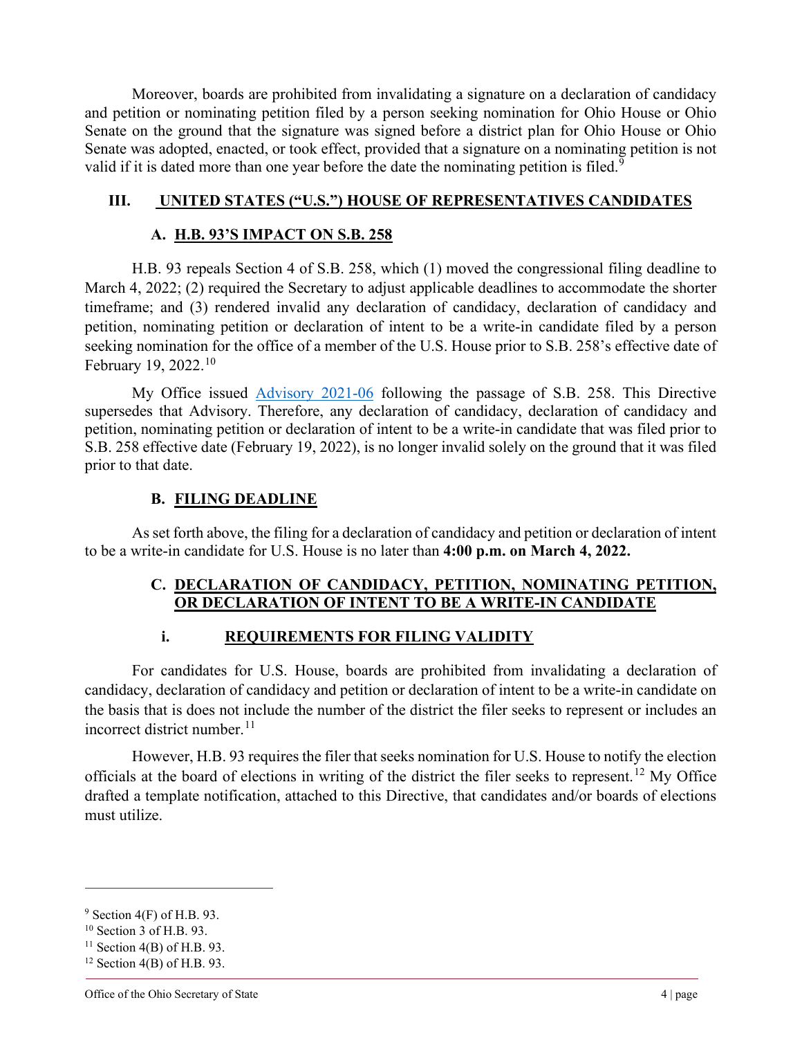Moreover, boards are prohibited from invalidating a signature on a declaration of candidacy and petition or nominating petition filed by a person seeking nomination for Ohio House or Ohio Senate on the ground that the signature was signed before a district plan for Ohio House or Ohio Senate was adopted, enacted, or took effect, provided that a signature on a nominating petition is not valid if it is dated more than one year before the date the nominating petition is filed.[9]

## III. UNITED STATES ("U.S.") HOUSE OF REPRESENTATIVES CANDIDATES

### A. H.B. 93'S IMPACT ON S.B. 258

H.B. 93 repeals Section 4 of S.B. 258, which (1) moved the congressional filing deadline to March 4, 2022; (2) required the Secretary to adjust applicable deadlines to accommodate the shorter timeframe; and (3) rendered invalid any declaration of candidacy, declaration of candidacy and petition, nominating petition or declaration of intent to be a write-in candidate filed by a person seeking nomination for the office of a member of the U.S. House prior to S.B. 258's effective date of February 19, 2022.[10]

My Office issued [Advisory 2021-06](Advisory 2021-06) following the passage of S.B. 258. This Directive supersedes that Advisory. Therefore, any declaration of candidacy, declaration of candidacy and petition, nominating petition or declaration of intent to be a write-in candidate that was filed prior to S.B. 258 effective date (February 19, 2022), is no longer invalid solely on the ground that it was filed prior to that date.

### B. FILING DEADLINE

As set forth above, the filing for a declaration of candidacy and petition or declaration of intent to be a write-in candidate for U.S. House is no later than **4:00 p.m. on March 4, 2022.**

### C. DECLARATION OF CANDIDACY, PETITION, NOMINATING PETITION, OR DECLARATION OF INTENT TO BE A WRITE-IN CANDIDATE

#### i. REQUIREMENTS FOR FILING VALIDITY

For candidates for U.S. House, boards are prohibited from invalidating a declaration of candidacy, declaration of candidacy and petition or declaration of intent to be a write-in candidate on the basis that is does not include the number of the district the filer seeks to represent or includes an incorrect district number.[11]

However, H.B. 93 requires the filer that seeks nomination for U.S. House to notify the election officials at the board of elections in writing of the district the filer seeks to represent.[12] My Office drafted a template notification, attached to this Directive, that candidates and/or boards of elections must utilize.

---

[9] Section 4(F) of H.B. 93.

[10] Section 3 of H.B. 93.

[11] Section 4(B) of H.B. 93.

[12] Section 4(B) of H.B. 93.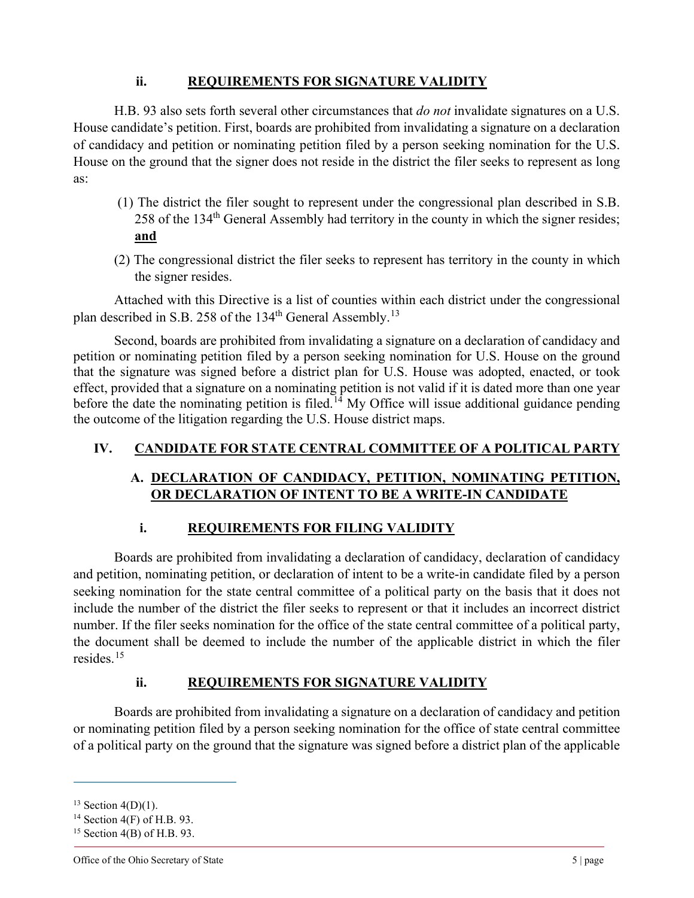### ii. REQUIREMENTS FOR SIGNATURE VALIDITY

H.B. 93 also sets forth several other circumstances that *do not* invalidate signatures on a U.S. House candidate's petition. First, boards are prohibited from invalidating a signature on a declaration of candidacy and petition or nominating petition filed by a person seeking nomination for the U.S. House on the ground that the signer does not reside in the district the filer seeks to represent as long as:

(1) The district the filer sought to represent under the congressional plan described in S.B. 258 of the 134th General Assembly had territory in the county in which the signer resides; **and**

(2) The congressional district the filer seeks to represent has territory in the county in which the signer resides.

Attached with this Directive is a list of counties within each district under the congressional plan described in S.B. 258 of the 134th General Assembly.[13]

Second, boards are prohibited from invalidating a signature on a declaration of candidacy and petition or nominating petition filed by a person seeking nomination for U.S. House on the ground that the signature was signed before a district plan for U.S. House was adopted, enacted, or took effect, provided that a signature on a nominating petition is not valid if it is dated more than one year before the date the nominating petition is filed.[14] My Office will issue additional guidance pending the outcome of the litigation regarding the U.S. House district maps.

## IV. CANDIDATE FOR STATE CENTRAL COMMITTEE OF A POLITICAL PARTY

### A. DECLARATION OF CANDIDACY, PETITION, NOMINATING PETITION, OR DECLARATION OF INTENT TO BE A WRITE-IN CANDIDATE

### i. REQUIREMENTS FOR FILING VALIDITY

Boards are prohibited from invalidating a declaration of candidacy, declaration of candidacy and petition, nominating petition, or declaration of intent to be a write-in candidate filed by a person seeking nomination for the state central committee of a political party on the basis that it does not include the number of the district the filer seeks to represent or that it includes an incorrect district number. If the filer seeks nomination for the office of the state central committee of a political party, the document shall be deemed to include the number of the applicable district in which the filer resides.[15]

### ii. REQUIREMENTS FOR SIGNATURE VALIDITY

Boards are prohibited from invalidating a signature on a declaration of candidacy and petition or nominating petition filed by a person seeking nomination for the office of state central committee of a political party on the ground that the signature was signed before a district plan of the applicable

---

[13] Section 4(D)(1).

[14] Section 4(F) of H.B. 93.

[15] Section 4(B) of H.B. 93.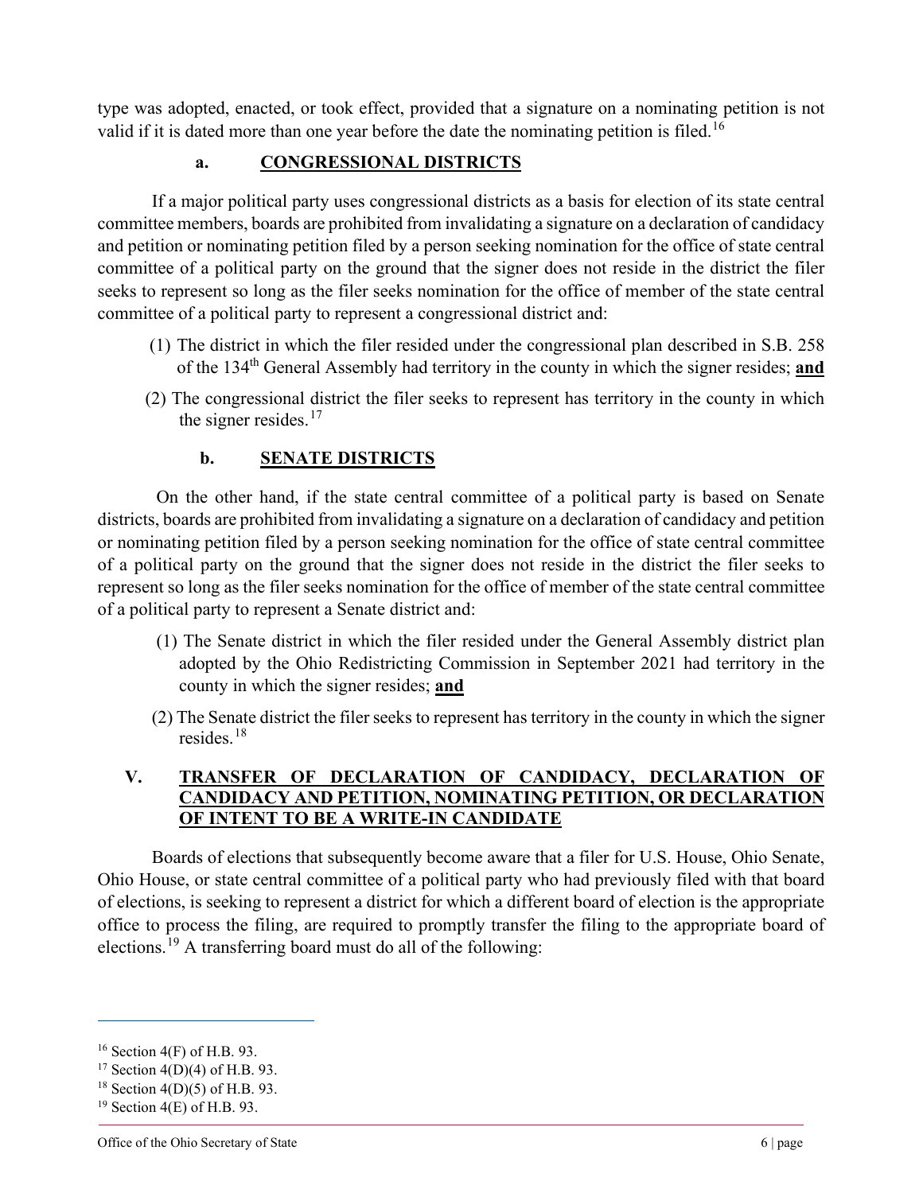type was adopted, enacted, or took effect, provided that a signature on a nominating petition is not valid if it is dated more than one year before the date the nominating petition is filed.[16]

#### a. CONGRESSIONAL DISTRICTS

If a major political party uses congressional districts as a basis for election of its state central committee members, boards are prohibited from invalidating a signature on a declaration of candidacy and petition or nominating petition filed by a person seeking nomination for the office of state central committee of a political party on the ground that the signer does not reside in the district the filer seeks to represent so long as the filer seeks nomination for the office of member of the state central committee of a political party to represent a congressional district and:

(1) The district in which the filer resided under the congressional plan described in S.B. 258 of the 134th General Assembly had territory in the county in which the signer resides; **and**

(2) The congressional district the filer seeks to represent has territory in the county in which the signer resides.[17]

#### b. SENATE DISTRICTS

On the other hand, if the state central committee of a political party is based on Senate districts, boards are prohibited from invalidating a signature on a declaration of candidacy and petition or nominating petition filed by a person seeking nomination for the office of state central committee of a political party on the ground that the signer does not reside in the district the filer seeks to represent so long as the filer seeks nomination for the office of member of the state central committee of a political party to represent a Senate district and:

(1) The Senate district in which the filer resided under the General Assembly district plan adopted by the Ohio Redistricting Commission in September 2021 had territory in the county in which the signer resides; **and**

(2) The Senate district the filer seeks to represent has territory in the county in which the signer resides.[18]

## V. TRANSFER OF DECLARATION OF CANDIDACY, DECLARATION OF CANDIDACY AND PETITION, NOMINATING PETITION, OR DECLARATION OF INTENT TO BE A WRITE-IN CANDIDATE

Boards of elections that subsequently become aware that a filer for U.S. House, Ohio Senate, Ohio House, or state central committee of a political party who had previously filed with that board of elections, is seeking to represent a district for which a different board of election is the appropriate office to process the filing, are required to promptly transfer the filing to the appropriate board of elections.[19] A transferring board must do all of the following:

---

[16] Section 4(F) of H.B. 93.

[17] Section 4(D)(4) of H.B. 93.

[18] Section 4(D)(5) of H.B. 93.

[19] Section 4(E) of H.B. 93.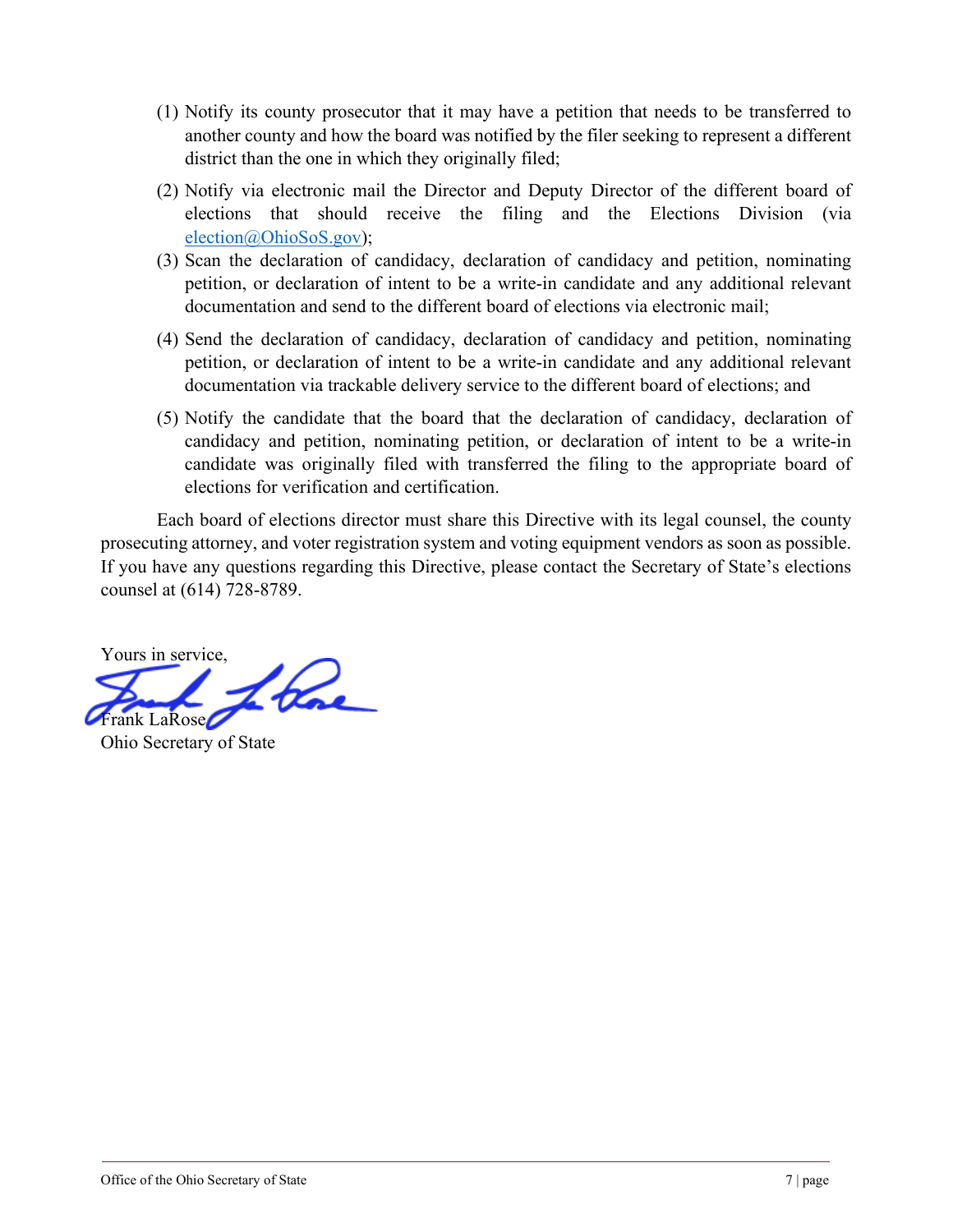(1) Notify its county prosecutor that it may have a petition that needs to be transferred to another county and how the board was notified by the filer seeking to represent a different district than the one in which they originally filed;

(2) Notify via electronic mail the Director and Deputy Director of the different board of elections that should receive the filing and the Elections Division (via election@OhioSoS.gov);

(3) Scan the declaration of candidacy, declaration of candidacy and petition, nominating petition, or declaration of intent to be a write-in candidate and any additional relevant documentation and send to the different board of elections via electronic mail;

(4) Send the declaration of candidacy, declaration of candidacy and petition, nominating petition, or declaration of intent to be a write-in candidate and any additional relevant documentation via trackable delivery service to the different board of elections; and

(5) Notify the candidate that the board that the declaration of candidacy, declaration of candidacy and petition, nominating petition, or declaration of intent to be a write-in candidate was originally filed with transferred the filing to the appropriate board of elections for verification and certification.

Each board of elections director must share this Directive with its legal counsel, the county prosecuting attorney, and voter registration system and voting equipment vendors as soon as possible. If you have any questions regarding this Directive, please contact the Secretary of State's elections counsel at (614) 728-8789.

Yours in service,

Frank LaRose
Ohio Secretary of State